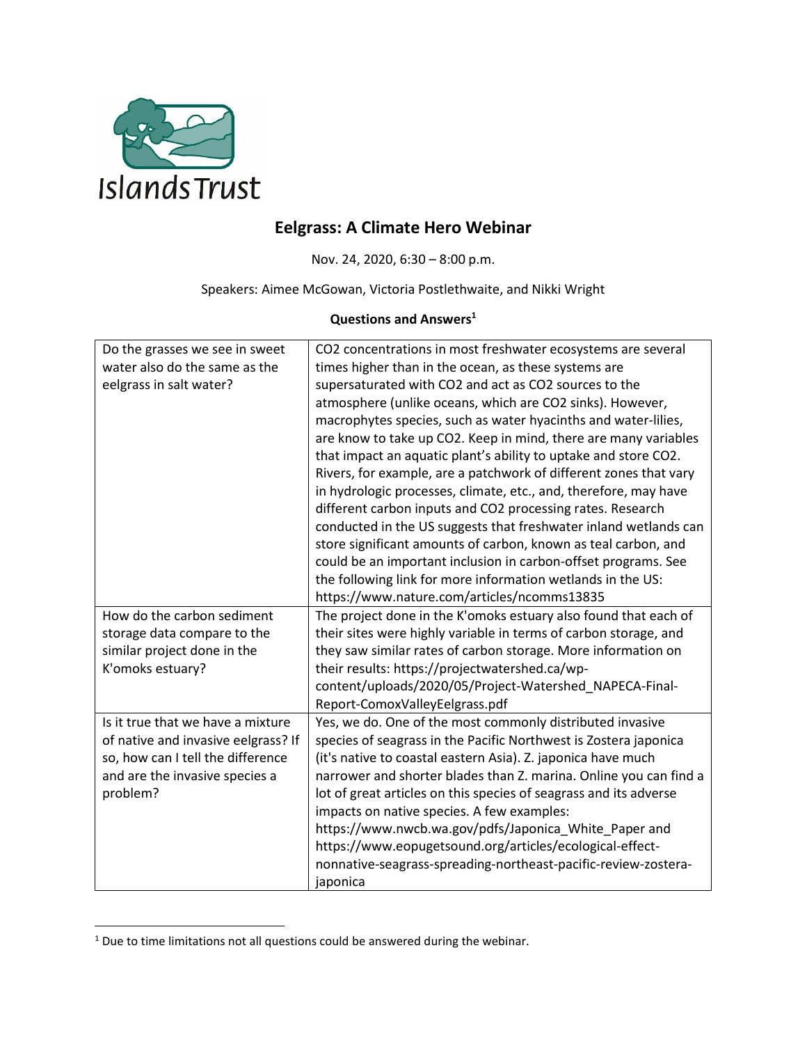Islands Trust

# Eelgrass: A Climate Hero Webinar

Nov. 24, 2020, 6:30 – 8:00 p.m.

Speakers: Aimee McGowan, Victoria Postlethwaite, and Nikki Wright

## Questions and Answers[1]

| | |
|---|---|
| Do the grasses we see in sweet water also do the same as the eelgrass in salt water? | $CO_2$ concentrations in most freshwater ecosystems are several times higher than in the ocean, as these systems are supersaturated with $CO_2$ and act as $CO_2$ sources to the atmosphere (unlike oceans, which are $CO_2$ sinks). However, macrophytes species, such as water hyacinths and water-lilies, are know to take up $CO_2$. Keep in mind, there are many variables that impact an aquatic plant's ability to uptake and store $CO_2$. Rivers, for example, are a patchwork of different zones that vary in hydrologic processes, climate, etc., and, therefore, may have different carbon inputs and $CO_2$ processing rates. Research conducted in the US suggests that freshwater inland wetlands can store significant amounts of carbon, known as teal carbon, and could be an important inclusion in carbon-offset programs. See the following link for more information wetlands in the US: https://www.nature.com/articles/ncomms13835 |
| How do the carbon sediment storage data compare to the similar project done in the K'omoks estuary? | The project done in the K'omoks estuary also found that each of their sites were highly variable in terms of carbon storage, and they saw similar rates of carbon storage. More information on their results: https://projectwatershed.ca/wp-content/uploads/2020/05/Project-Watershed_NAPECA-Final-Report-ComoxValleyEelgrass.pdf |
| Is it true that we have a mixture of native and invasive eelgrass? If so, how can I tell the difference and are the invasive species a problem? | Yes, we do. One of the most commonly distributed invasive species of seagrass in the Pacific Northwest is Zostera japonica (it's native to coastal eastern Asia). Z. japonica have much narrower and shorter blades than Z. marina. Online you can find a lot of great articles on this species of seagrass and its adverse impacts on native species. A few examples: https://www.nwcb.wa.gov/pdfs/Japonica_White_Paper and https://www.eopugetsound.org/articles/ecological-effect-nonnative-seagrass-spreading-northeast-pacific-review-zostera-japonica |

[1] Due to time limitations not all questions could be answered during the webinar.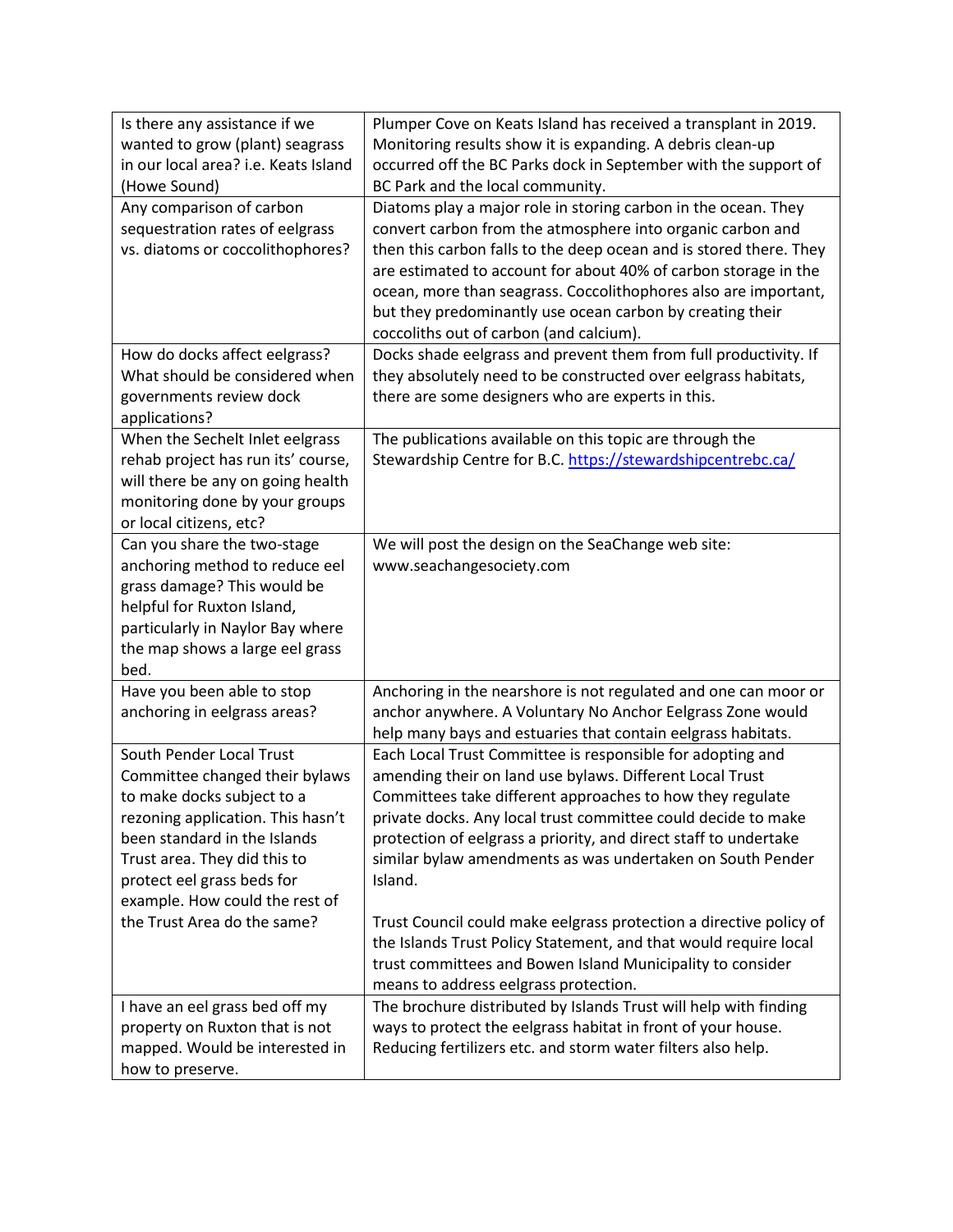| | |
|---|---|
| Is there any assistance if we wanted to grow (plant) seagrass in our local area? i.e. Keats Island (Howe Sound) | Plumper Cove on Keats Island has received a transplant in 2019. Monitoring results show it is expanding. A debris clean-up occurred off the BC Parks dock in September with the support of BC Park and the local community. |
| Any comparison of carbon sequestration rates of eelgrass vs. diatoms or coccolithophores? | Diatoms play a major role in storing carbon in the ocean. They convert carbon from the atmosphere into organic carbon and then this carbon falls to the deep ocean and is stored there. They are estimated to account for about 40% of carbon storage in the ocean, more than seagrass. Coccolithophores also are important, but they predominantly use ocean carbon by creating their coccoliths out of carbon (and calcium). |
| How do docks affect eelgrass? What should be considered when governments review dock applications? | Docks shade eelgrass and prevent them from full productivity. If they absolutely need to be constructed over eelgrass habitats, there are some designers who are experts in this. |
| When the Sechelt Inlet eelgrass rehab project has run its' course, will there be any on going health monitoring done by your groups or local citizens, etc? | The publications available on this topic are through the Stewardship Centre for B.C. https://stewardshipcentrebc.ca/ |
| Can you share the two-stage anchoring method to reduce eel grass damage? This would be helpful for Ruxton Island, particularly in Naylor Bay where the map shows a large eel grass bed. | We will post the design on the SeaChange web site: www.seachangesociety.com |
| Have you been able to stop anchoring in eelgrass areas? | Anchoring in the nearshore is not regulated and one can moor or anchor anywhere. A Voluntary No Anchor Eelgrass Zone would help many bays and estuaries that contain eelgrass habitats. |
| South Pender Local Trust Committee changed their bylaws to make docks subject to a rezoning application. This hasn't been standard in the Islands Trust area. They did this to protect eel grass beds for example. How could the rest of the Trust Area do the same? | Each Local Trust Committee is responsible for adopting and amending their on land use bylaws. Different Local Trust Committees take different approaches to how they regulate private docks. Any local trust committee could decide to make protection of eelgrass a priority, and direct staff to undertake similar bylaw amendments as was undertaken on South Pender Island.<br><br>Trust Council could make eelgrass protection a directive policy of the Islands Trust Policy Statement, and that would require local trust committees and Bowen Island Municipality to consider means to address eelgrass protection. |
| I have an eel grass bed off my property on Ruxton that is not mapped. Would be interested in how to preserve. | The brochure distributed by Islands Trust will help with finding ways to protect the eelgrass habitat in front of your house. Reducing fertilizers etc. and storm water filters also help. |